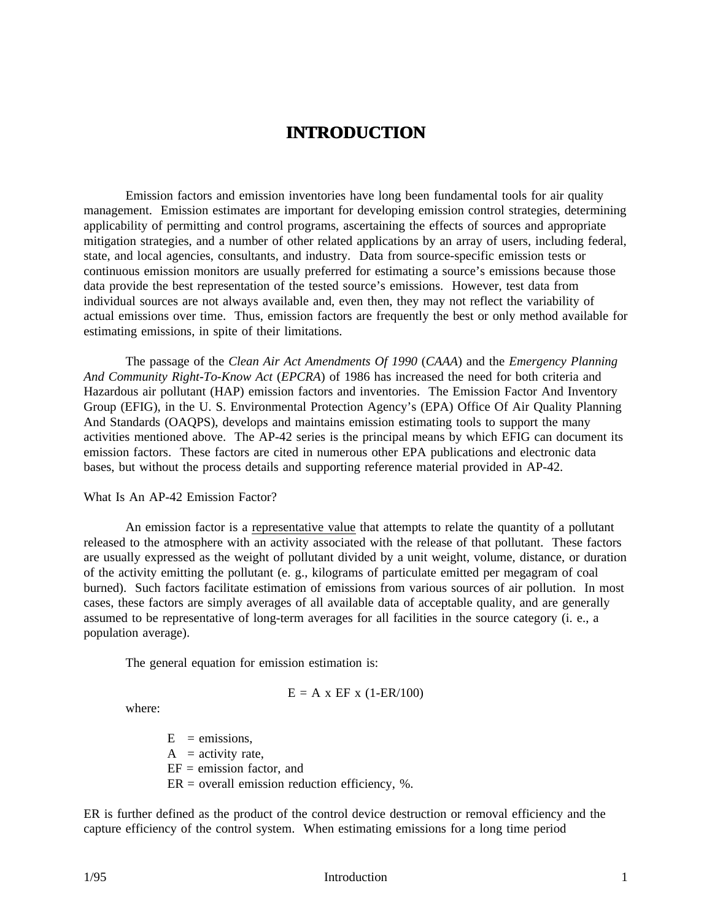# INTRODUCTION

Emission factors and emission inventories have long been fundamental tools for air quality management. Emission estimates are important for developing emission control strategies, determining applicability of permitting and control programs, ascertaining the effects of sources and appropriate mitigation strategies, and a number of other related applications by an array of users, including federal, state, and local agencies, consultants, and industry. Data from source-specific emission tests or continuous emission monitors are usually preferred for estimating a source's emissions because those data provide the best representation of the tested source's emissions. However, test data from individual sources are not always available and, even then, they may not reflect the variability of actual emissions over time. Thus, emission factors are frequently the best or only method available for estimating emissions, in spite of their limitations.

The passage of the *Clean Air Act Amendments Of 1990* (*CAAA*) and the *Emergency Planning And Community Right-To-Know Act* (*EPCRA*) of 1986 has increased the need for both criteria and Hazardous air pollutant (HAP) emission factors and inventories. The Emission Factor And Inventory Group (EFIG), in the U. S. Environmental Protection Agency's (EPA) Office Of Air Quality Planning And Standards (OAQPS), develops and maintains emission estimating tools to support the many activities mentioned above. The AP-42 series is the principal means by which EFIG can document its emission factors. These factors are cited in numerous other EPA publications and electronic data bases, but without the process details and supporting reference material provided in AP-42.

What Is An AP-42 Emission Factor?

An emission factor is a <u>representative value</u> that attempts to relate the quantity of a pollutant released to the atmosphere with an activity associated with the release of that pollutant. These factors are usually expressed as the weight of pollutant divided by a unit weight, volume, distance, or duration of the activity emitting the pollutant (e. g., kilograms of particulate emitted per megagram of coal burned). Such factors facilitate estimation of emissions from various sources of air pollution. In most cases, these factors are simply averages of all available data of acceptable quality, and are generally assumed to be representative of long-term averages for all facilities in the source category (i. e., a population average).

The general equation for emission estimation is:

$$E = A \times EF \times (1 - ER/100)$$

where:

E = emissions,
A = activity rate,
EF = emission factor, and
ER = overall emission reduction efficiency, %.

ER is further defined as the product of the control device destruction or removal efficiency and the capture efficiency of the control system. When estimating emissions for a long time period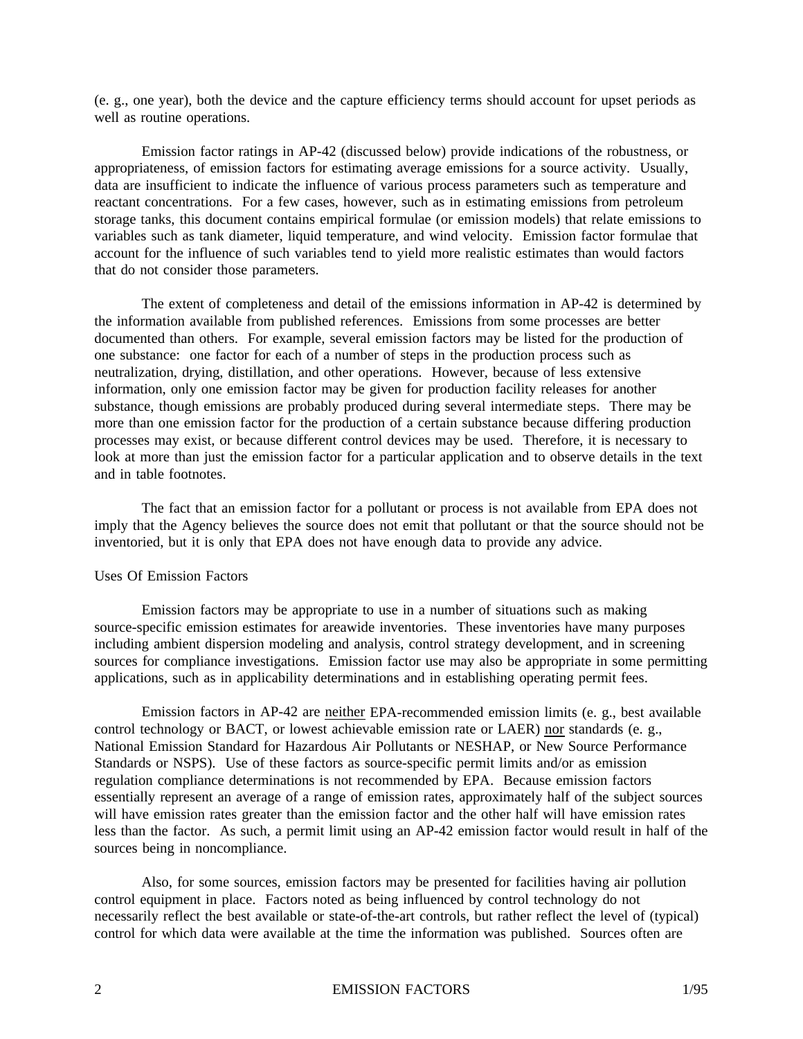(e. g., one year), both the device and the capture efficiency terms should account for upset periods as well as routine operations.

Emission factor ratings in AP-42 (discussed below) provide indications of the robustness, or appropriateness, of emission factors for estimating average emissions for a source activity. Usually, data are insufficient to indicate the influence of various process parameters such as temperature and reactant concentrations. For a few cases, however, such as in estimating emissions from petroleum storage tanks, this document contains empirical formulae (or emission models) that relate emissions to variables such as tank diameter, liquid temperature, and wind velocity. Emission factor formulae that account for the influence of such variables tend to yield more realistic estimates than would factors that do not consider those parameters.

The extent of completeness and detail of the emissions information in AP-42 is determined by the information available from published references. Emissions from some processes are better documented than others. For example, several emission factors may be listed for the production of one substance: one factor for each of a number of steps in the production process such as neutralization, drying, distillation, and other operations. However, because of less extensive information, only one emission factor may be given for production facility releases for another substance, though emissions are probably produced during several intermediate steps. There may be more than one emission factor for the production of a certain substance because differing production processes may exist, or because different control devices may be used. Therefore, it is necessary to look at more than just the emission factor for a particular application and to observe details in the text and in table footnotes.

The fact that an emission factor for a pollutant or process is not available from EPA does not imply that the Agency believes the source does not emit that pollutant or that the source should not be inventoried, but it is only that EPA does not have enough data to provide any advice.

## Uses Of Emission Factors

Emission factors may be appropriate to use in a number of situations such as making source-specific emission estimates for areawide inventories. These inventories have many purposes including ambient dispersion modeling and analysis, control strategy development, and in screening sources for compliance investigations. Emission factor use may also be appropriate in some permitting applications, such as in applicability determinations and in establishing operating permit fees.

Emission factors in AP-42 are neither EPA-recommended emission limits (e. g., best available control technology or BACT, or lowest achievable emission rate or LAER) nor standards (e. g., National Emission Standard for Hazardous Air Pollutants or NESHAP, or New Source Performance Standards or NSPS). Use of these factors as source-specific permit limits and/or as emission regulation compliance determinations is not recommended by EPA. Because emission factors essentially represent an average of a range of emission rates, approximately half of the subject sources will have emission rates greater than the emission factor and the other half will have emission rates less than the factor. As such, a permit limit using an AP-42 emission factor would result in half of the sources being in noncompliance.

Also, for some sources, emission factors may be presented for facilities having air pollution control equipment in place. Factors noted as being influenced by control technology do not necessarily reflect the best available or state-of-the-art controls, but rather reflect the level of (typical) control for which data were available at the time the information was published. Sources often are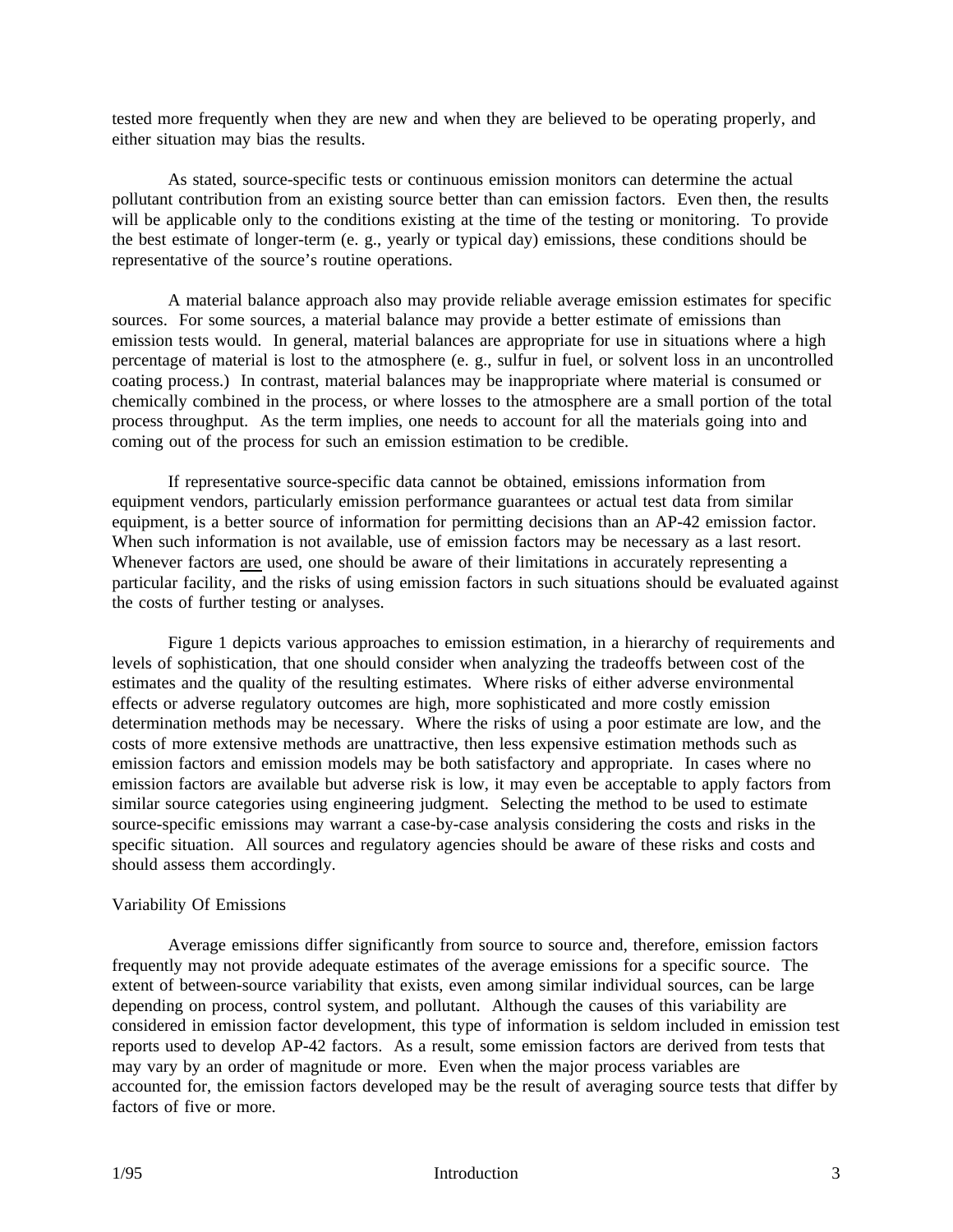tested more frequently when they are new and when they are believed to be operating properly, and either situation may bias the results.

As stated, source-specific tests or continuous emission monitors can determine the actual pollutant contribution from an existing source better than can emission factors. Even then, the results will be applicable only to the conditions existing at the time of the testing or monitoring. To provide the best estimate of longer-term (e. g., yearly or typical day) emissions, these conditions should be representative of the source's routine operations.

A material balance approach also may provide reliable average emission estimates for specific sources. For some sources, a material balance may provide a better estimate of emissions than emission tests would. In general, material balances are appropriate for use in situations where a high percentage of material is lost to the atmosphere (e. g., sulfur in fuel, or solvent loss in an uncontrolled coating process.) In contrast, material balances may be inappropriate where material is consumed or chemically combined in the process, or where losses to the atmosphere are a small portion of the total process throughput. As the term implies, one needs to account for all the materials going into and coming out of the process for such an emission estimation to be credible.

If representative source-specific data cannot be obtained, emissions information from equipment vendors, particularly emission performance guarantees or actual test data from similar equipment, is a better source of information for permitting decisions than an AP-42 emission factor. When such information is not available, use of emission factors may be necessary as a last resort. Whenever factors <u>are</u> used, one should be aware of their limitations in accurately representing a particular facility, and the risks of using emission factors in such situations should be evaluated against the costs of further testing or analyses.

Figure 1 depicts various approaches to emission estimation, in a hierarchy of requirements and levels of sophistication, that one should consider when analyzing the tradeoffs between cost of the estimates and the quality of the resulting estimates. Where risks of either adverse environmental effects or adverse regulatory outcomes are high, more sophisticated and more costly emission determination methods may be necessary. Where the risks of using a poor estimate are low, and the costs of more extensive methods are unattractive, then less expensive estimation methods such as emission factors and emission models may be both satisfactory and appropriate. In cases where no emission factors are available but adverse risk is low, it may even be acceptable to apply factors from similar source categories using engineering judgment. Selecting the method to be used to estimate source-specific emissions may warrant a case-by-case analysis considering the costs and risks in the specific situation. All sources and regulatory agencies should be aware of these risks and costs and should assess them accordingly.

## Variability Of Emissions

Average emissions differ significantly from source to source and, therefore, emission factors frequently may not provide adequate estimates of the average emissions for a specific source. The extent of between-source variability that exists, even among similar individual sources, can be large depending on process, control system, and pollutant. Although the causes of this variability are considered in emission factor development, this type of information is seldom included in emission test reports used to develop AP-42 factors. As a result, some emission factors are derived from tests that may vary by an order of magnitude or more. Even when the major process variables are accounted for, the emission factors developed may be the result of averaging source tests that differ by factors of five or more.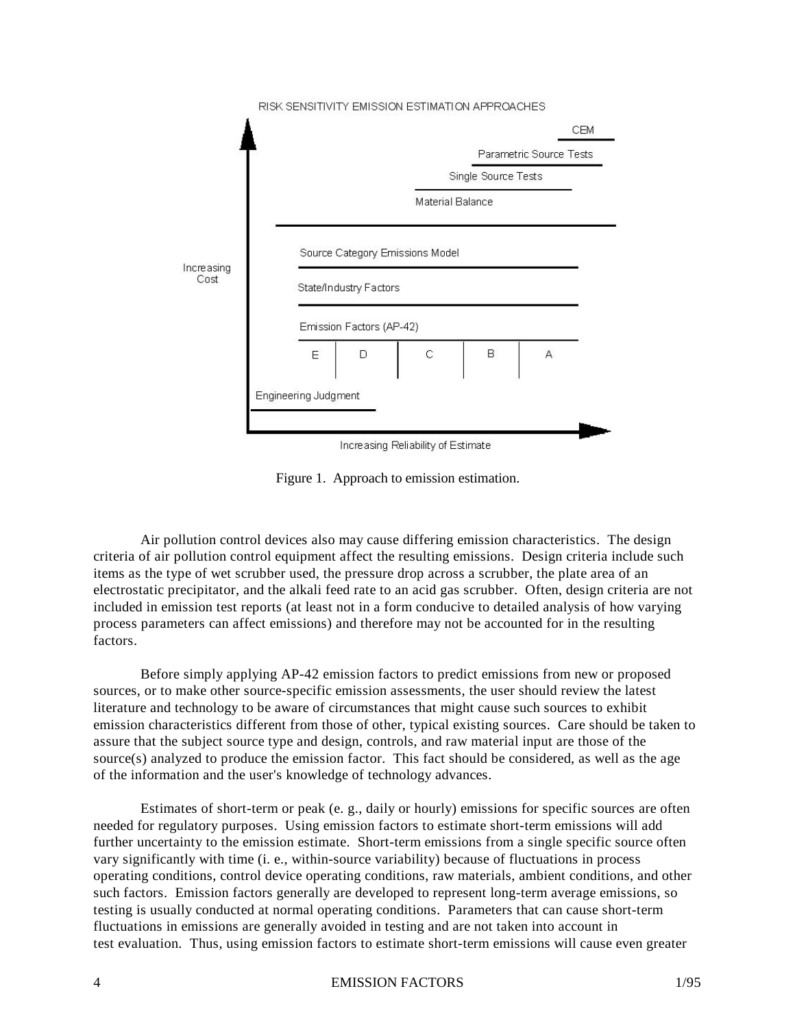RISK SENSITIVITY EMISSION ESTIMATION APPROACHES

CEM

Parametric Source Tests

Single Source Tests

Material Balance

Source Category Emissions Model

State/Industry Factors

Emission Factors (AP-42)

E D C B A

Engineering Judgment

Increasing Cost

Increasing Reliability of Estimate

Figure 1. Approach to emission estimation.

Air pollution control devices also may cause differing emission characteristics. The design criteria of air pollution control equipment affect the resulting emissions. Design criteria include such items as the type of wet scrubber used, the pressure drop across a scrubber, the plate area of an electrostatic precipitator, and the alkali feed rate to an acid gas scrubber. Often, design criteria are not included in emission test reports (at least not in a form conducive to detailed analysis of how varying process parameters can affect emissions) and therefore may not be accounted for in the resulting factors.

Before simply applying AP-42 emission factors to predict emissions from new or proposed sources, or to make other source-specific emission assessments, the user should review the latest literature and technology to be aware of circumstances that might cause such sources to exhibit emission characteristics different from those of other, typical existing sources. Care should be taken to assure that the subject source type and design, controls, and raw material input are those of the source(s) analyzed to produce the emission factor. This fact should be considered, as well as the age of the information and the user's knowledge of technology advances.

Estimates of short-term or peak (e. g., daily or hourly) emissions for specific sources are often needed for regulatory purposes. Using emission factors to estimate short-term emissions will add further uncertainty to the emission estimate. Short-term emissions from a single specific source often vary significantly with time (i. e., within-source variability) because of fluctuations in process operating conditions, control device operating conditions, raw materials, ambient conditions, and other such factors. Emission factors generally are developed to represent long-term average emissions, so testing is usually conducted at normal operating conditions. Parameters that can cause short-term fluctuations in emissions are generally avoided in testing and are not taken into account in test evaluation. Thus, using emission factors to estimate short-term emissions will cause even greater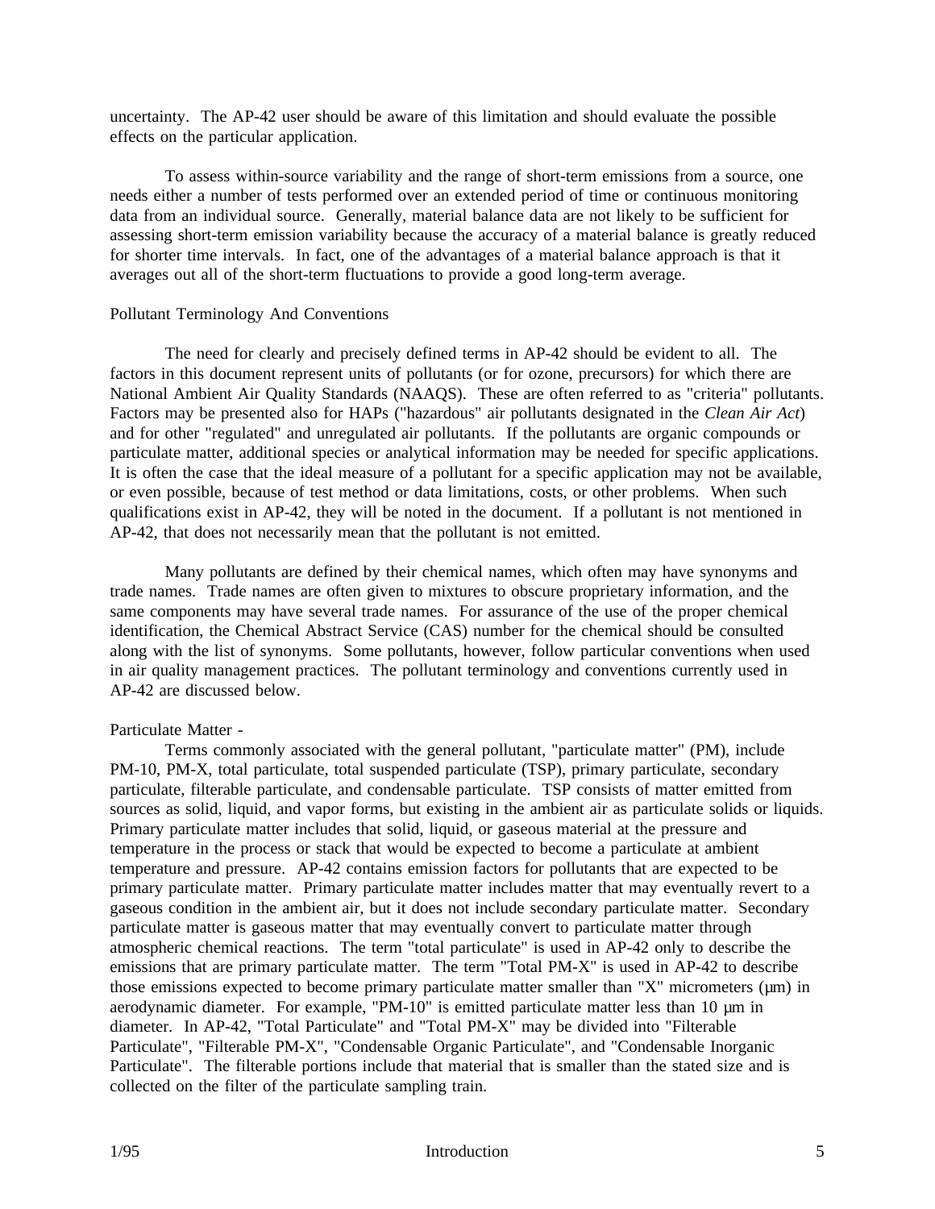uncertainty. The AP-42 user should be aware of this limitation and should evaluate the possible effects on the particular application.

To assess within-source variability and the range of short-term emissions from a source, one needs either a number of tests performed over an extended period of time or continuous monitoring data from an individual source. Generally, material balance data are not likely to be sufficient for assessing short-term emission variability because the accuracy of a material balance is greatly reduced for shorter time intervals. In fact, one of the advantages of a material balance approach is that it averages out all of the short-term fluctuations to provide a good long-term average.

## Pollutant Terminology And Conventions

The need for clearly and precisely defined terms in AP-42 should be evident to all. The factors in this document represent units of pollutants (or for ozone, precursors) for which there are National Ambient Air Quality Standards (NAAQS). These are often referred to as "criteria" pollutants. Factors may be presented also for HAPs ("hazardous" air pollutants designated in the *Clean Air Act*) and for other "regulated" and unregulated air pollutants. If the pollutants are organic compounds or particulate matter, additional species or analytical information may be needed for specific applications. It is often the case that the ideal measure of a pollutant for a specific application may not be available, or even possible, because of test method or data limitations, costs, or other problems. When such qualifications exist in AP-42, they will be noted in the document. If a pollutant is not mentioned in AP-42, that does not necessarily mean that the pollutant is not emitted.

Many pollutants are defined by their chemical names, which often may have synonyms and trade names. Trade names are often given to mixtures to obscure proprietary information, and the same components may have several trade names. For assurance of the use of the proper chemical identification, the Chemical Abstract Service (CAS) number for the chemical should be consulted along with the list of synonyms. Some pollutants, however, follow particular conventions when used in air quality management practices. The pollutant terminology and conventions currently used in AP-42 are discussed below.

### Particulate Matter -

Terms commonly associated with the general pollutant, "particulate matter" (PM), include PM-10, PM-X, total particulate, total suspended particulate (TSP), primary particulate, secondary particulate, filterable particulate, and condensable particulate. TSP consists of matter emitted from sources as solid, liquid, and vapor forms, but existing in the ambient air as particulate solids or liquids. Primary particulate matter includes that solid, liquid, or gaseous material at the pressure and temperature in the process or stack that would be expected to become a particulate at ambient temperature and pressure. AP-42 contains emission factors for pollutants that are expected to be primary particulate matter. Primary particulate matter includes matter that may eventually revert to a gaseous condition in the ambient air, but it does not include secondary particulate matter. Secondary particulate matter is gaseous matter that may eventually convert to particulate matter through atmospheric chemical reactions. The term "total particulate" is used in AP-42 only to describe the emissions that are primary particulate matter. The term "Total PM-X" is used in AP-42 to describe those emissions expected to become primary particulate matter smaller than "X" micrometers (µm) in aerodynamic diameter. For example, "PM-10" is emitted particulate matter less than 10 µm in diameter. In AP-42, "Total Particulate" and "Total PM-X" may be divided into "Filterable Particulate", "Filterable PM-X", "Condensable Organic Particulate", and "Condensable Inorganic Particulate". The filterable portions include that material that is smaller than the stated size and is collected on the filter of the particulate sampling train.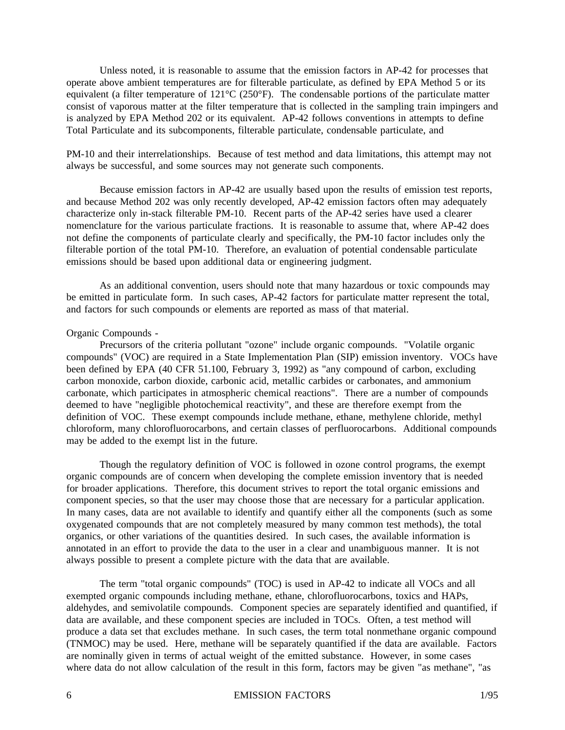Unless noted, it is reasonable to assume that the emission factors in AP-42 for processes that operate above ambient temperatures are for filterable particulate, as defined by EPA Method 5 or its equivalent (a filter temperature of 121°C (250°F). The condensable portions of the particulate matter consist of vaporous matter at the filter temperature that is collected in the sampling train impingers and is analyzed by EPA Method 202 or its equivalent. AP-42 follows conventions in attempts to define Total Particulate and its subcomponents, filterable particulate, condensable particulate, and PM-10 and their interrelationships. Because of test method and data limitations, this attempt may not always be successful, and some sources may not generate such components.

Because emission factors in AP-42 are usually based upon the results of emission test reports, and because Method 202 was only recently developed, AP-42 emission factors often may adequately characterize only in-stack filterable PM-10. Recent parts of the AP-42 series have used a clearer nomenclature for the various particulate fractions. It is reasonable to assume that, where AP-42 does not define the components of particulate clearly and specifically, the PM-10 factor includes only the filterable portion of the total PM-10. Therefore, an evaluation of potential condensable particulate emissions should be based upon additional data or engineering judgment.

As an additional convention, users should note that many hazardous or toxic compounds may be emitted in particulate form. In such cases, AP-42 factors for particulate matter represent the total, and factors for such compounds or elements are reported as mass of that material.

Organic Compounds -

Precursors of the criteria pollutant "ozone" include organic compounds. "Volatile organic compounds" (VOC) are required in a State Implementation Plan (SIP) emission inventory. VOCs have been defined by EPA (40 CFR 51.100, February 3, 1992) as "any compound of carbon, excluding carbon monoxide, carbon dioxide, carbonic acid, metallic carbides or carbonates, and ammonium carbonate, which participates in atmospheric chemical reactions". There are a number of compounds deemed to have "negligible photochemical reactivity", and these are therefore exempt from the definition of VOC. These exempt compounds include methane, ethane, methylene chloride, methyl chloroform, many chlorofluorocarbons, and certain classes of perfluorocarbons. Additional compounds may be added to the exempt list in the future.

Though the regulatory definition of VOC is followed in ozone control programs, the exempt organic compounds are of concern when developing the complete emission inventory that is needed for broader applications. Therefore, this document strives to report the total organic emissions and component species, so that the user may choose those that are necessary for a particular application. In many cases, data are not available to identify and quantify either all the components (such as some oxygenated compounds that are not completely measured by many common test methods), the total organics, or other variations of the quantities desired. In such cases, the available information is annotated in an effort to provide the data to the user in a clear and unambiguous manner. It is not always possible to present a complete picture with the data that are available.

The term "total organic compounds" (TOC) is used in AP-42 to indicate all VOCs and all exempted organic compounds including methane, ethane, chlorofluorocarbons, toxics and HAPs, aldehydes, and semivolatile compounds. Component species are separately identified and quantified, if data are available, and these component species are included in TOCs. Often, a test method will produce a data set that excludes methane. In such cases, the term total nonmethane organic compound (TNMOC) may be used. Here, methane will be separately quantified if the data are available. Factors are nominally given in terms of actual weight of the emitted substance. However, in some cases where data do not allow calculation of the result in this form, factors may be given "as methane", "as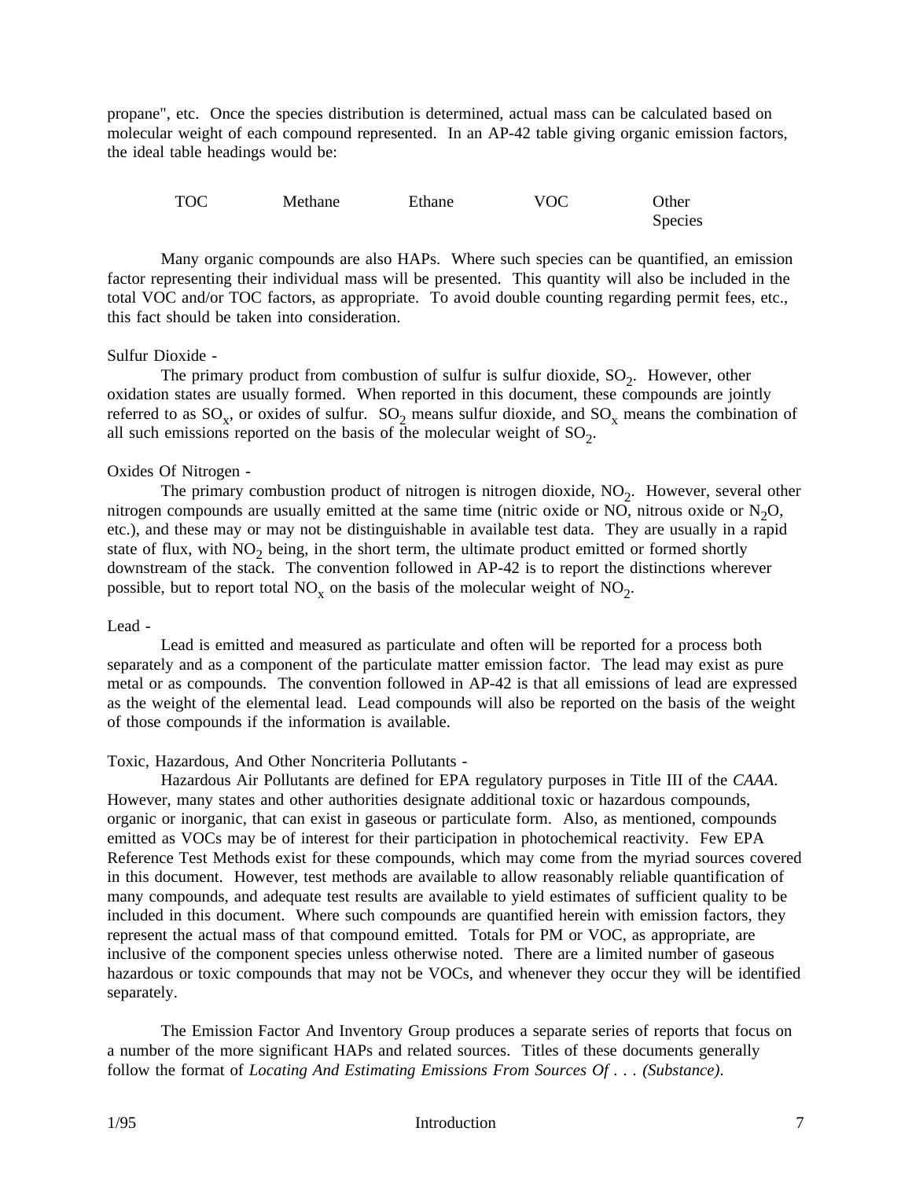propane", etc. Once the species distribution is determined, actual mass can be calculated based on molecular weight of each compound represented. In an AP-42 table giving organic emission factors, the ideal table headings would be:

| TOC | Methane | Ethane | VOC | Other Species |
|---|---|---|---|---|

Many organic compounds are also HAPs. Where such species can be quantified, an emission factor representing their individual mass will be presented. This quantity will also be included in the total VOC and/or TOC factors, as appropriate. To avoid double counting regarding permit fees, etc., this fact should be taken into consideration.

Sulfur Dioxide -

The primary product from combustion of sulfur is sulfur dioxide, $SO_2$. However, other oxidation states are usually formed. When reported in this document, these compounds are jointly referred to as $SO_x$, or oxides of sulfur. $SO_2$ means sulfur dioxide, and $SO_x$ means the combination of all such emissions reported on the basis of the molecular weight of $SO_2$.

Oxides Of Nitrogen -

The primary combustion product of nitrogen is nitrogen dioxide, $NO_2$. However, several other nitrogen compounds are usually emitted at the same time (nitric oxide or NO, nitrous oxide or $N_2O$, etc.), and these may or may not be distinguishable in available test data. They are usually in a rapid state of flux, with $NO_2$ being, in the short term, the ultimate product emitted or formed shortly downstream of the stack. The convention followed in AP-42 is to report the distinctions wherever possible, but to report total $NO_x$ on the basis of the molecular weight of $NO_2$.

Lead -

Lead is emitted and measured as particulate and often will be reported for a process both separately and as a component of the particulate matter emission factor. The lead may exist as pure metal or as compounds. The convention followed in AP-42 is that all emissions of lead are expressed as the weight of the elemental lead. Lead compounds will also be reported on the basis of the weight of those compounds if the information is available.

Toxic, Hazardous, And Other Noncriteria Pollutants -

Hazardous Air Pollutants are defined for EPA regulatory purposes in Title III of the *CAAA*. However, many states and other authorities designate additional toxic or hazardous compounds, organic or inorganic, that can exist in gaseous or particulate form. Also, as mentioned, compounds emitted as VOCs may be of interest for their participation in photochemical reactivity. Few EPA Reference Test Methods exist for these compounds, which may come from the myriad sources covered in this document. However, test methods are available to allow reasonably reliable quantification of many compounds, and adequate test results are available to yield estimates of sufficient quality to be included in this document. Where such compounds are quantified herein with emission factors, they represent the actual mass of that compound emitted. Totals for PM or VOC, as appropriate, are inclusive of the component species unless otherwise noted. There are a limited number of gaseous hazardous or toxic compounds that may not be VOCs, and whenever they occur they will be identified separately.

The Emission Factor And Inventory Group produces a separate series of reports that focus on a number of the more significant HAPs and related sources. Titles of these documents generally follow the format of *Locating And Estimating Emissions From Sources Of . . . (Substance)*.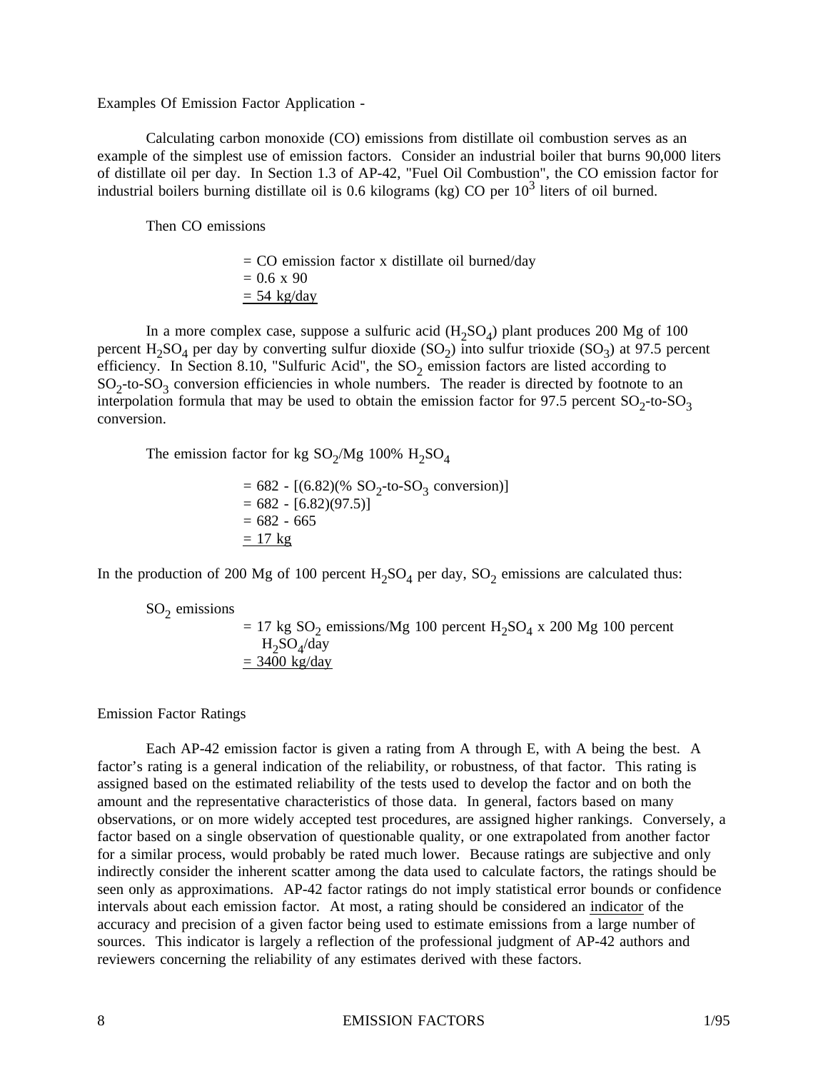Examples Of Emission Factor Application -

Calculating carbon monoxide (CO) emissions from distillate oil combustion serves as an example of the simplest use of emission factors. Consider an industrial boiler that burns 90,000 liters of distillate oil per day. In Section 1.3 of AP-42, "Fuel Oil Combustion", the CO emission factor for industrial boilers burning distillate oil is 0.6 kilograms (kg) CO per $10^3$ liters of oil burned.

Then CO emissions

= CO emission factor x distillate oil burned/day
= 0.6 x 90
= 54 kg/day

In a more complex case, suppose a sulfuric acid ($H_2SO_4$) plant produces 200 Mg of 100 percent $H_2SO_4$ per day by converting sulfur dioxide ($SO_2$) into sulfur trioxide ($SO_3$) at 97.5 percent efficiency. In Section 8.10, "Sulfuric Acid", the $SO_2$ emission factors are listed according to $SO_2$-to-$SO_3$ conversion efficiencies in whole numbers. The reader is directed by footnote to an interpolation formula that may be used to obtain the emission factor for 97.5 percent $SO_2$-to-$SO_3$ conversion.

The emission factor for kg $SO_2$/Mg 100% $H_2SO_4$

= 682 - [(6.82)(% $SO_2$-to-$SO_3$ conversion)]
= 682 - [6.82)(97.5)]
= 682 - 665
= 17 kg

In the production of 200 Mg of 100 percent $H_2SO_4$ per day, $SO_2$ emissions are calculated thus:

$SO_2$ emissions

= 17 kg $SO_2$ emissions/Mg 100 percent $H_2SO_4$ x 200 Mg 100 percent $H_2SO_4$/day
= 3400 kg/day

Emission Factor Ratings

Each AP-42 emission factor is given a rating from A through E, with A being the best. A factor's rating is a general indication of the reliability, or robustness, of that factor. This rating is assigned based on the estimated reliability of the tests used to develop the factor and on both the amount and the representative characteristics of those data. In general, factors based on many observations, or on more widely accepted test procedures, are assigned higher rankings. Conversely, a factor based on a single observation of questionable quality, or one extrapolated from another factor for a similar process, would probably be rated much lower. Because ratings are subjective and only indirectly consider the inherent scatter among the data used to calculate factors, the ratings should be seen only as approximations. AP-42 factor ratings do not imply statistical error bounds or confidence intervals about each emission factor. At most, a rating should be considered an indicator of the accuracy and precision of a given factor being used to estimate emissions from a large number of sources. This indicator is largely a reflection of the professional judgment of AP-42 authors and reviewers concerning the reliability of any estimates derived with these factors.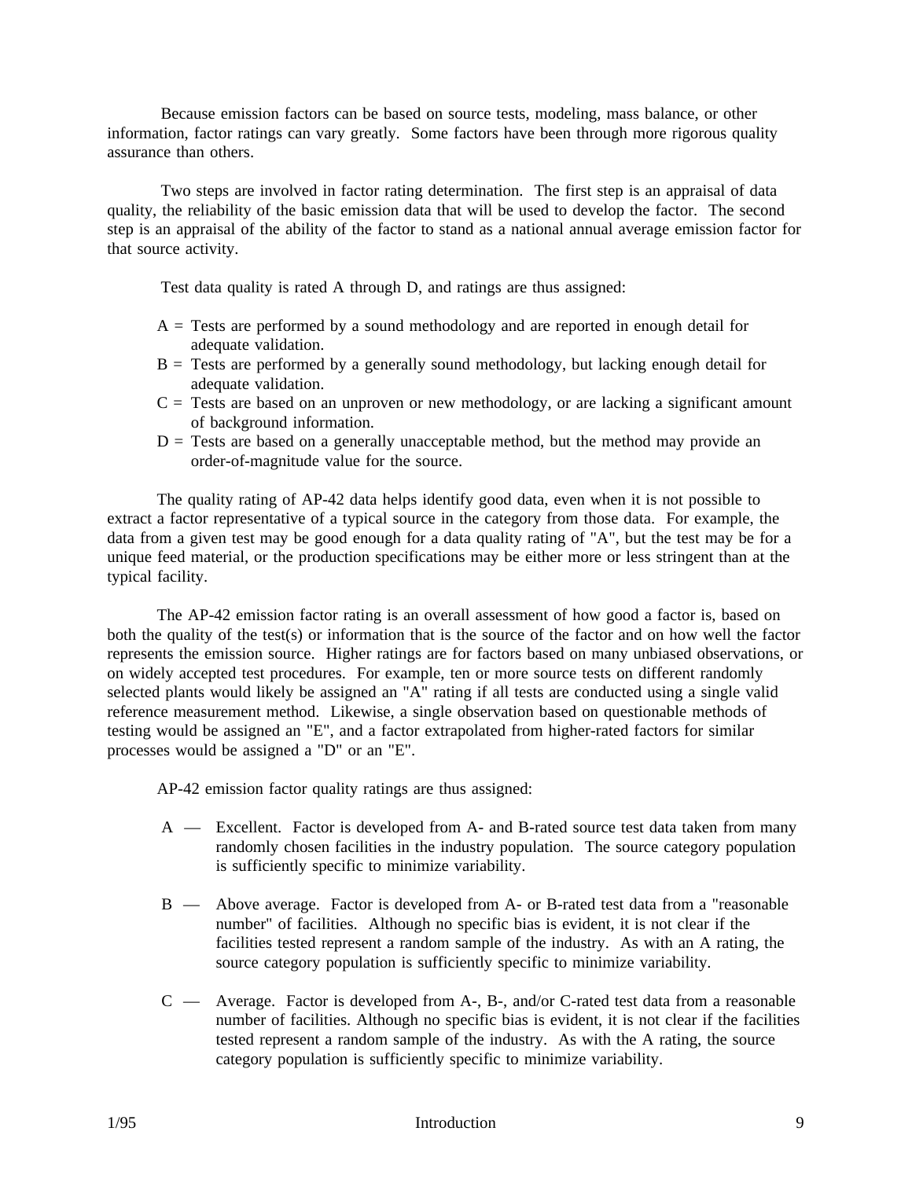Because emission factors can be based on source tests, modeling, mass balance, or other information, factor ratings can vary greatly. Some factors have been through more rigorous quality assurance than others.

Two steps are involved in factor rating determination. The first step is an appraisal of data quality, the reliability of the basic emission data that will be used to develop the factor. The second step is an appraisal of the ability of the factor to stand as a national annual average emission factor for that source activity.

Test data quality is rated A through D, and ratings are thus assigned:

- A = Tests are performed by a sound methodology and are reported in enough detail for adequate validation.
- B = Tests are performed by a generally sound methodology, but lacking enough detail for adequate validation.
- C = Tests are based on an unproven or new methodology, or are lacking a significant amount of background information.
- D = Tests are based on a generally unacceptable method, but the method may provide an order-of-magnitude value for the source.

The quality rating of AP-42 data helps identify good data, even when it is not possible to extract a factor representative of a typical source in the category from those data. For example, the data from a given test may be good enough for a data quality rating of "A", but the test may be for a unique feed material, or the production specifications may be either more or less stringent than at the typical facility.

The AP-42 emission factor rating is an overall assessment of how good a factor is, based on both the quality of the test(s) or information that is the source of the factor and on how well the factor represents the emission source. Higher ratings are for factors based on many unbiased observations, or on widely accepted test procedures. For example, ten or more source tests on different randomly selected plants would likely be assigned an "A" rating if all tests are conducted using a single valid reference measurement method. Likewise, a single observation based on questionable methods of testing would be assigned an "E", and a factor extrapolated from higher-rated factors for similar processes would be assigned a "D" or an "E".

AP-42 emission factor quality ratings are thus assigned:

- A — Excellent. Factor is developed from A- and B-rated source test data taken from many randomly chosen facilities in the industry population. The source category population is sufficiently specific to minimize variability.

- B — Above average. Factor is developed from A- or B-rated test data from a "reasonable number" of facilities. Although no specific bias is evident, it is not clear if the facilities tested represent a random sample of the industry. As with an A rating, the source category population is sufficiently specific to minimize variability.

- C — Average. Factor is developed from A-, B-, and/or C-rated test data from a reasonable number of facilities. Although no specific bias is evident, it is not clear if the facilities tested represent a random sample of the industry. As with the A rating, the source category population is sufficiently specific to minimize variability.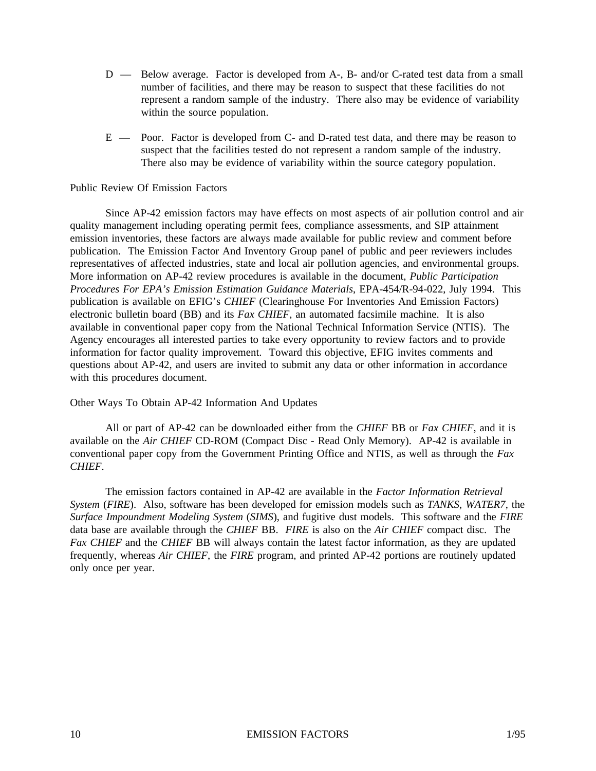D — Below average. Factor is developed from A-, B- and/or C-rated test data from a small number of facilities, and there may be reason to suspect that these facilities do not represent a random sample of the industry. There also may be evidence of variability within the source population.

E — Poor. Factor is developed from C- and D-rated test data, and there may be reason to suspect that the facilities tested do not represent a random sample of the industry. There also may be evidence of variability within the source category population.

Public Review Of Emission Factors

Since AP-42 emission factors may have effects on most aspects of air pollution control and air quality management including operating permit fees, compliance assessments, and SIP attainment emission inventories, these factors are always made available for public review and comment before publication. The Emission Factor And Inventory Group panel of public and peer reviewers includes representatives of affected industries, state and local air pollution agencies, and environmental groups. More information on AP-42 review procedures is available in the document, *Public Participation Procedures For EPA's Emission Estimation Guidance Materials*, EPA-454/R-94-022, July 1994. This publication is available on EFIG's *CHIEF* (Clearinghouse For Inventories And Emission Factors) electronic bulletin board (BB) and its *Fax CHIEF*, an automated facsimile machine. It is also available in conventional paper copy from the National Technical Information Service (NTIS). The Agency encourages all interested parties to take every opportunity to review factors and to provide information for factor quality improvement. Toward this objective, EFIG invites comments and questions about AP-42, and users are invited to submit any data or other information in accordance with this procedures document.

Other Ways To Obtain AP-42 Information And Updates

All or part of AP-42 can be downloaded either from the *CHIEF* BB or *Fax CHIEF*, and it is available on the *Air CHIEF* CD-ROM (Compact Disc - Read Only Memory). AP-42 is available in conventional paper copy from the Government Printing Office and NTIS, as well as through the *Fax CHIEF*.

The emission factors contained in AP-42 are available in the *Factor Information Retrieval System* (*FIRE*). Also, software has been developed for emission models such as *TANKS*, *WATER7*, the *Surface Impoundment Modeling System* (*SIMS*), and fugitive dust models. This software and the *FIRE* data base are available through the *CHIEF* BB. *FIRE* is also on the *Air CHIEF* compact disc. The *Fax CHIEF* and the *CHIEF* BB will always contain the latest factor information, as they are updated frequently, whereas *Air CHIEF*, the *FIRE* program, and printed AP-42 portions are routinely updated only once per year.